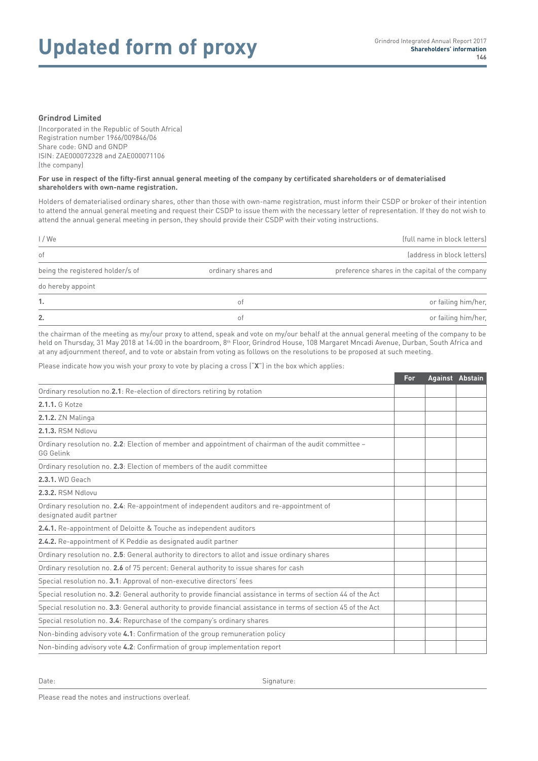# Updated form of proxy

**Grindrod Limited**

(Incorporated in the Republic of South Africa)
Registration number 1966/009846/06
Share code: GND and GNDP
ISIN: ZAE000072328 and ZAE000071106
(the company)

**For use in respect of the fifty-first annual general meeting of the company by certificated shareholders or of dematerialised shareholders with own-name registration.**

Holders of dematerialised ordinary shares, other than those with own-name registration, must inform their CSDP or broker of their intention to attend the annual general meeting and request their CSDP to issue them with the necessary letter of representation. If they do not wish to attend the annual general meeting in person, they should provide their CSDP with their voting instructions.

I / We (full name in block letters)

of (address in block letters)

being the registered holder/s of ordinary shares and preference shares in the capital of the company

do hereby appoint

**1.** of or failing him/her,

**2.** of or failing him/her,

the chairman of the meeting as my/our proxy to attend, speak and vote on my/our behalf at the annual general meeting of the company to be held on Thursday, 31 May 2018 at 14:00 in the boardroom, 8th Floor, Grindrod House, 108 Margaret Mncadi Avenue, Durban, South Africa and at any adjournment thereof, and to vote or abstain from voting as follows on the resolutions to be proposed at such meeting.

Please indicate how you wish your proxy to vote by placing a cross ("**X**") in the box which applies:

| | For | Against | Abstain |
|---|---|---|---|
| Ordinary resolution no.**2.1**: Re-election of directors retiring by rotation | | | |
| **2.1.1.** G Kotze | | | |
| **2.1.2.** ZN Malinga | | | |
| **2.1.3.** RSM Ndlovu | | | |
| Ordinary resolution no. **2.2**: Election of member and appointment of chairman of the audit committee – GG Gelink | | | |
| Ordinary resolution no. **2.3**: Election of members of the audit committee | | | |
| **2.3.1.** WD Geach | | | |
| **2.3.2.** RSM Ndlovu | | | |
| Ordinary resolution no. **2.4**: Re-appointment of independent auditors and re-appointment of designated audit partner | | | |
| **2.4.1.** Re-appointment of Deloitte & Touche as independent auditors | | | |
| **2.4.2.** Re-appointment of K Peddie as designated audit partner | | | |
| Ordinary resolution no. **2.5**: General authority to directors to allot and issue ordinary shares | | | |
| Ordinary resolution no. **2.6** of 75 percent: General authority to issue shares for cash | | | |
| Special resolution no. **3.1**: Approval of non-executive directors' fees | | | |
| Special resolution no. **3.2**: General authority to provide financial assistance in terms of section 44 of the Act | | | |
| Special resolution no. **3.3**: General authority to provide financial assistance in terms of section 45 of the Act | | | |
| Special resolution no. **3.4**: Repurchase of the company's ordinary shares | | | |
| Non-binding advisory vote **4.1**: Confirmation of the group remuneration policy | | | |
| Non-binding advisory vote **4.2**: Confirmation of group implementation report | | | |

Date: Signature:

Please read the notes and instructions overleaf.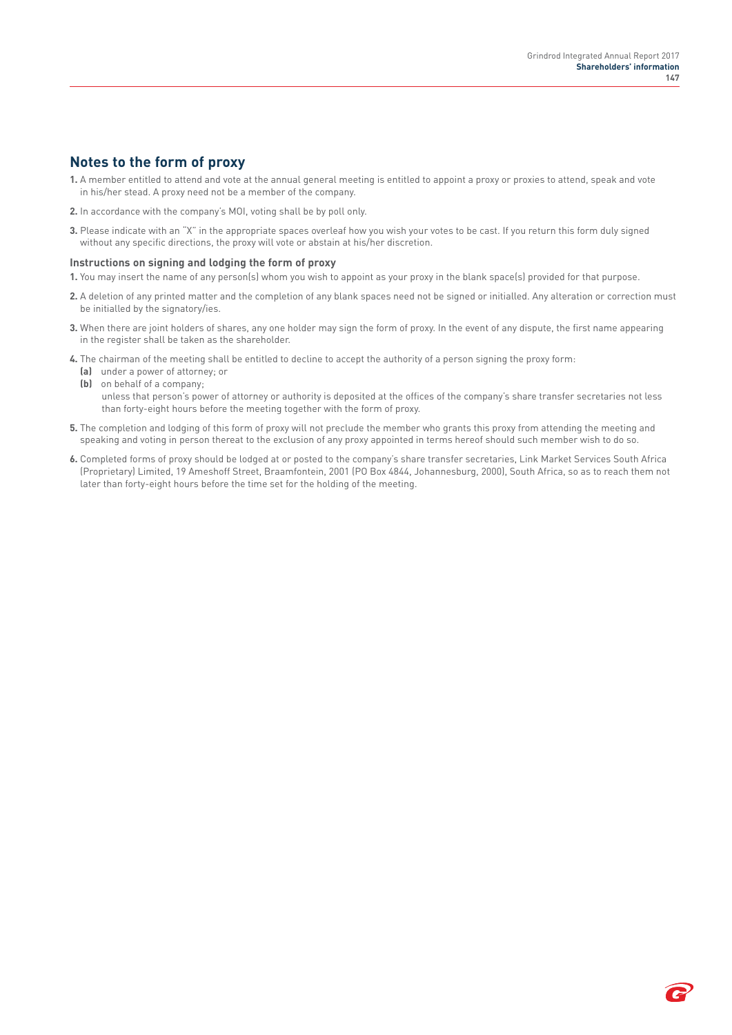## Notes to the form of proxy

1. A member entitled to attend and vote at the annual general meeting is entitled to appoint a proxy or proxies to attend, speak and vote in his/her stead. A proxy need not be a member of the company.
2. In accordance with the company's MOI, voting shall be by poll only.
3. Please indicate with an "X" in the appropriate spaces overleaf how you wish your votes to be cast. If you return this form duly signed without any specific directions, the proxy will vote or abstain at his/her discretion.

### Instructions on signing and lodging the form of proxy

1. You may insert the name of any person(s) whom you wish to appoint as your proxy in the blank space(s) provided for that purpose.
2. A deletion of any printed matter and the completion of any blank spaces need not be signed or initialled. Any alteration or correction must be initialled by the signatory/ies.
3. When there are joint holders of shares, any one holder may sign the form of proxy. In the event of any dispute, the first name appearing in the register shall be taken as the shareholder.
4. The chairman of the meeting shall be entitled to decline to accept the authority of a person signing the proxy form:
   - **(a)** under a power of attorney; or
   - **(b)** on behalf of a company;

   unless that person's power of attorney or authority is deposited at the offices of the company's share transfer secretaries not less than forty-eight hours before the meeting together with the form of proxy.
5. The completion and lodging of this form of proxy will not preclude the member who grants this proxy from attending the meeting and speaking and voting in person thereat to the exclusion of any proxy appointed in terms hereof should such member wish to do so.
6. Completed forms of proxy should be lodged at or posted to the company's share transfer secretaries, Link Market Services South Africa (Proprietary) Limited, 19 Ameshoff Street, Braamfontein, 2001 (PO Box 4844, Johannesburg, 2000), South Africa, so as to reach them not later than forty-eight hours before the time set for the holding of the meeting.